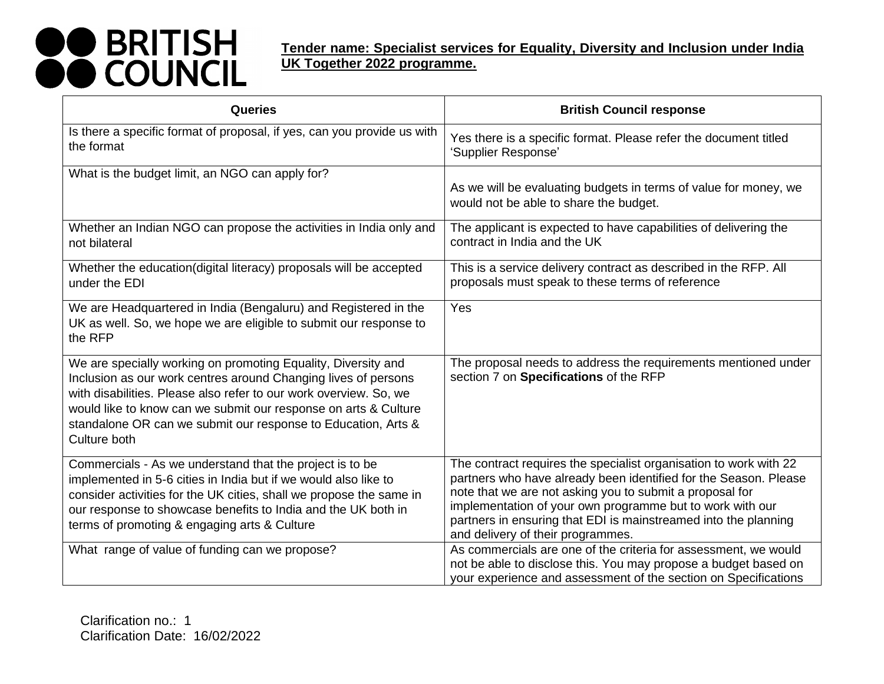**BRITISH COUNCIL**

**Tender name: Specialist services for Equality, Diversity and Inclusion under India UK Together 2022 programme.**

| Queries | British Council response |
| --- | --- |
| Is there a specific format of proposal, if yes, can you provide us with the format | Yes there is a specific format. Please refer the document titled 'Supplier Response' |
| What is the budget limit, an NGO can apply for? | As we will be evaluating budgets in terms of value for money, we would not be able to share the budget. |
| Whether an Indian NGO can propose the activities in India only and not bilateral | The applicant is expected to have capabilities of delivering the contract in India and the UK |
| Whether the education(digital literacy) proposals will be accepted under the EDI | This is a service delivery contract as described in the RFP. All proposals must speak to these terms of reference |
| We are Headquartered in India (Bengaluru) and Registered in the UK as well. So, we hope we are eligible to submit our response to the RFP | Yes |
| We are specially working on promoting Equality, Diversity and Inclusion as our work centres around Changing lives of persons with disabilities. Please also refer to our work overview. So, we would like to know can we submit our response on arts & Culture standalone OR can we submit our response to Education, Arts & Culture both | The proposal needs to address the requirements mentioned under section 7 on **Specifications** of the RFP |
| Commercials - As we understand that the project is to be implemented in 5-6 cities in India but if we would also like to consider activities for the UK cities, shall we propose the same in our response to showcase benefits to India and the UK both in terms of promoting & engaging arts & Culture | The contract requires the specialist organisation to work with 22 partners who have already been identified for the Season. Please note that we are not asking you to submit a proposal for implementation of your own programme but to work with our partners in ensuring that EDI is mainstreamed into the planning and delivery of their programmes. |
| What range of value of funding can we propose? | As commercials are one of the criteria for assessment, we would not be able to disclose this. You may propose a budget based on your experience and assessment of the section on Specifications |

Clarification no.: 1
Clarification Date: 16/02/2022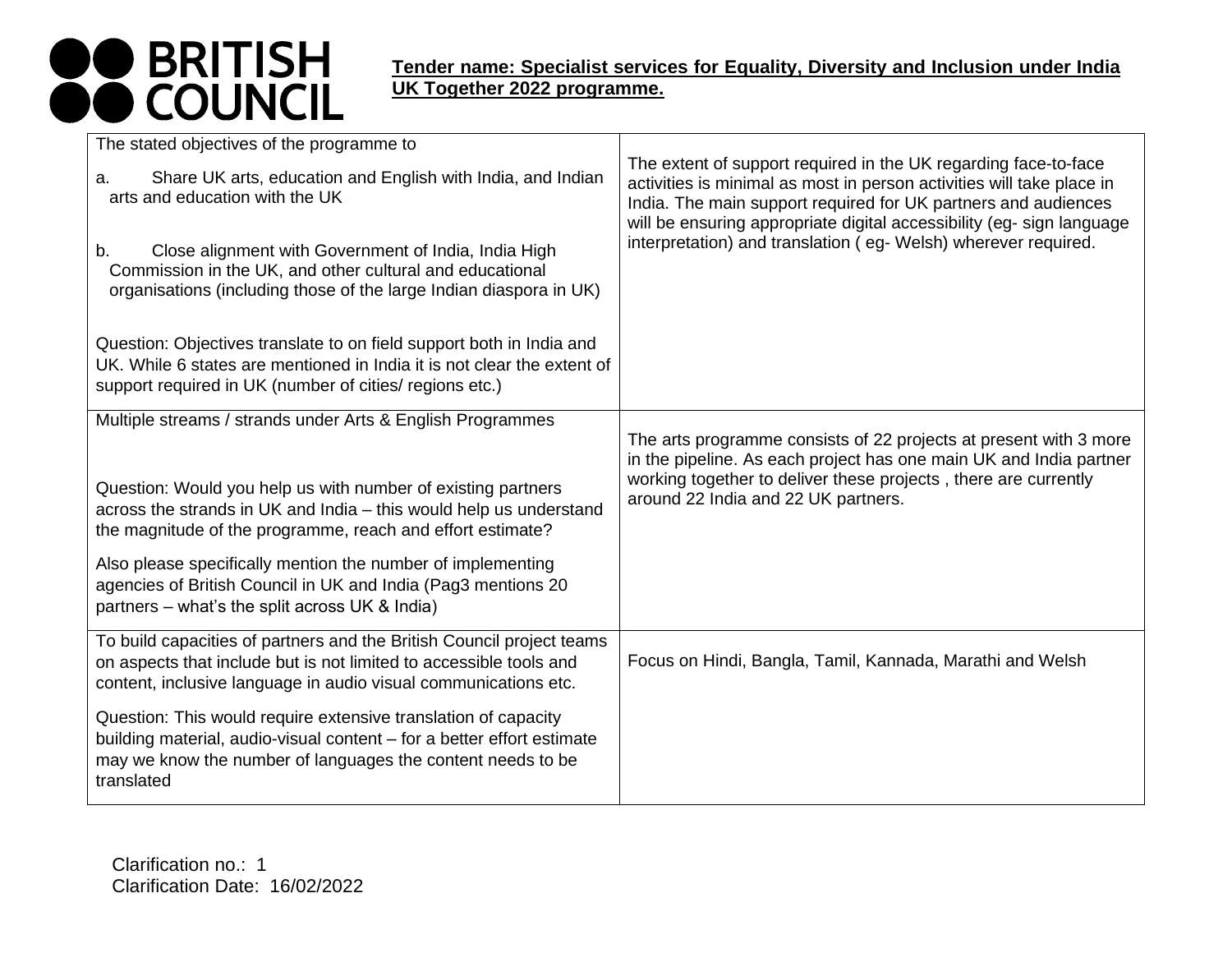**Tender name: Specialist services for Equality, Diversity and Inclusion under India UK Together 2022 programme.**

| | |
|---|---|
| The stated objectives of the programme to<br><br>a. Share UK arts, education and English with India, and Indian arts and education with the UK<br><br>b. Close alignment with Government of India, India High Commission in the UK, and other cultural and educational organisations (including those of the large Indian diaspora in UK)<br><br>Question: Objectives translate to on field support both in India and UK. While 6 states are mentioned in India it is not clear the extent of support required in UK (number of cities/ regions etc.) | The extent of support required in the UK regarding face-to-face activities is minimal as most in person activities will take place in India. The main support required for UK partners and audiences will be ensuring appropriate digital accessibility (eg- sign language interpretation) and translation ( eg- Welsh) wherever required. |
| Multiple streams / strands under Arts & English Programmes<br><br>Question: Would you help us with number of existing partners across the strands in UK and India – this would help us understand the magnitude of the programme, reach and effort estimate?<br><br>Also please specifically mention the number of implementing agencies of British Council in UK and India (Pag3 mentions 20 partners – what's the split across UK & India) | The arts programme consists of 22 projects at present with 3 more in the pipeline. As each project has one main UK and India partner working together to deliver these projects , there are currently around 22 India and 22 UK partners. |
| To build capacities of partners and the British Council project teams on aspects that include but is not limited to accessible tools and content, inclusive language in audio visual communications etc.<br><br>Question: This would require extensive translation of capacity building material, audio-visual content – for a better effort estimate may we know the number of languages the content needs to be translated | Focus on Hindi, Bangla, Tamil, Kannada, Marathi and Welsh |

Clarification no.: 1
Clarification Date: 16/02/2022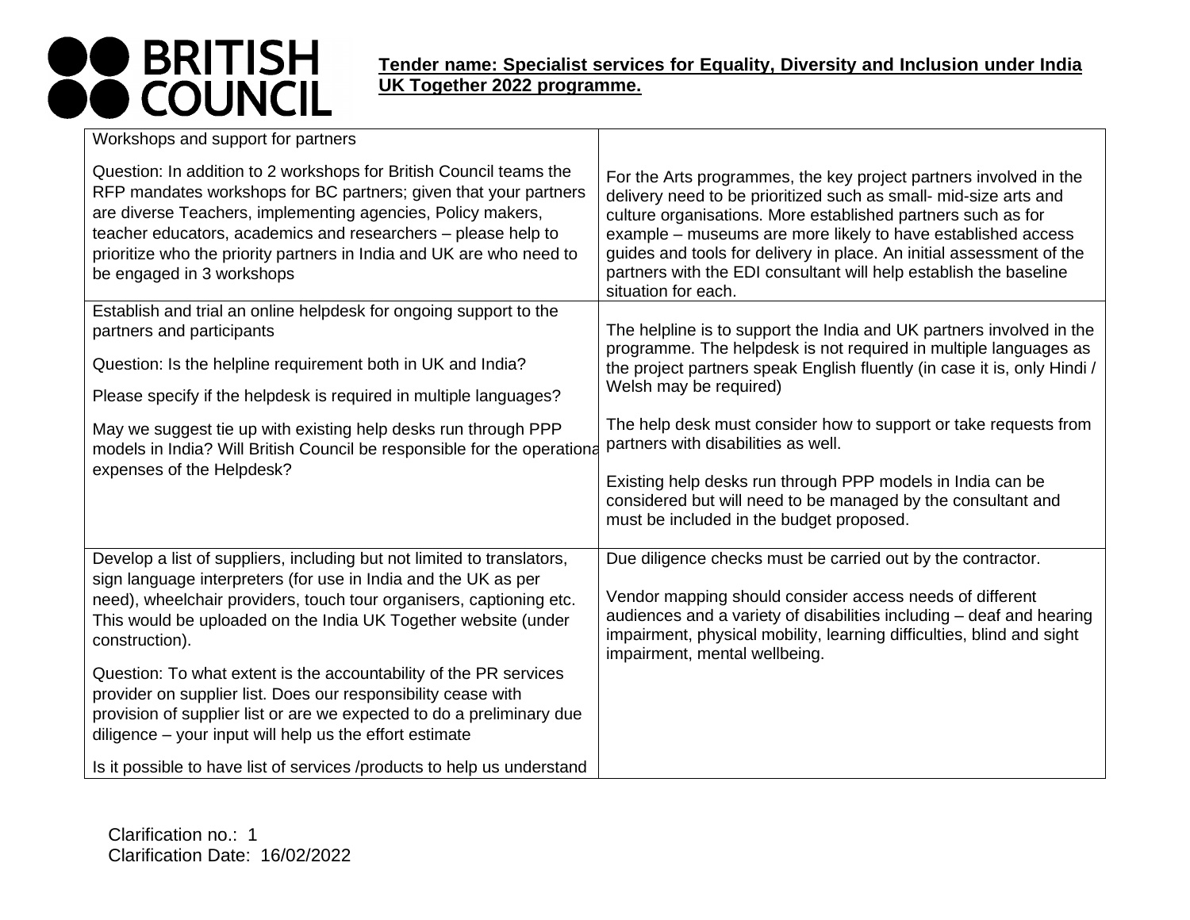**Tender name: Specialist services for Equality, Diversity and Inclusion under India UK Together 2022 programme.**

| | |
|---|---|
| Workshops and support for partners<br><br>Question: In addition to 2 workshops for British Council teams the RFP mandates workshops for BC partners; given that your partners are diverse Teachers, implementing agencies, Policy makers, teacher educators, academics and researchers – please help to prioritize who the priority partners in India and UK are who need to be engaged in 3 workshops | For the Arts programmes, the key project partners involved in the delivery need to be prioritized such as small- mid-size arts and culture organisations. More established partners such as for example – museums are more likely to have established access guides and tools for delivery in place. An initial assessment of the partners with the EDI consultant will help establish the baseline situation for each. |
| Establish and trial an online helpdesk for ongoing support to the partners and participants<br><br>Question: Is the helpline requirement both in UK and India?<br><br>Please specify if the helpdesk is required in multiple languages?<br><br>May we suggest tie up with existing help desks run through PPP models in India? Will British Council be responsible for the operational expenses of the Helpdesk? | The helpline is to support the India and UK partners involved in the programme. The helpdesk is not required in multiple languages as the project partners speak English fluently (in case it is, only Hindi / Welsh may be required)<br><br>The help desk must consider how to support or take requests from partners with disabilities as well.<br><br>Existing help desks run through PPP models in India can be considered but will need to be managed by the consultant and must be included in the budget proposed. |
| Develop a list of suppliers, including but not limited to translators, sign language interpreters (for use in India and the UK as per need), wheelchair providers, touch tour organisers, captioning etc. This would be uploaded on the India UK Together website (under construction).<br><br>Question: To what extent is the accountability of the PR services provider on supplier list. Does our responsibility cease with provision of supplier list or are we expected to do a preliminary due diligence – your input will help us the effort estimate<br><br>Is it possible to have list of services /products to help us understand | Due diligence checks must be carried out by the contractor.<br><br>Vendor mapping should consider access needs of different audiences and a variety of disabilities including – deaf and hearing impairment, physical mobility, learning difficulties, blind and sight impairment, mental wellbeing. |

Clarification no.: 1
Clarification Date: 16/02/2022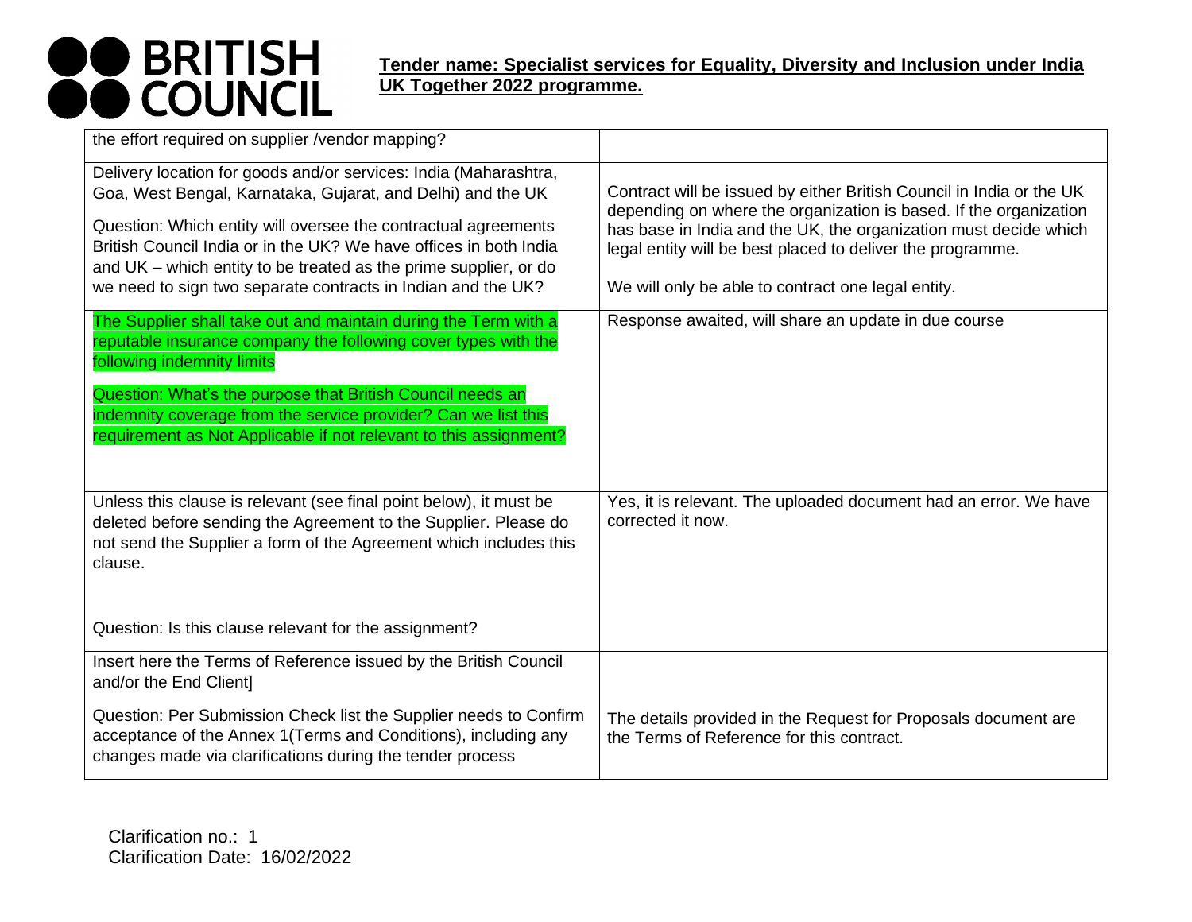**Tender name: Specialist services for Equality, Diversity and Inclusion under India UK Together 2022 programme.**

| | |
|---|---|
| the effort required on supplier /vendor mapping? | |
| Delivery location for goods and/or services: India (Maharashtra, Goa, West Bengal, Karnataka, Gujarat, and Delhi) and the UK<br><br>Question: Which entity will oversee the contractual agreements British Council India or in the UK? We have offices in both India and UK – which entity to be treated as the prime supplier, or do we need to sign two separate contracts in Indian and the UK? | Contract will be issued by either British Council in India or the UK depending on where the organization is based. If the organization has base in India and the UK, the organization must decide which legal entity will be best placed to deliver the programme.<br><br>We will only be able to contract one legal entity. |
| The Supplier shall take out and maintain during the Term with a reputable insurance company the following cover types with the following indemnity limits<br><br>Question: What's the purpose that British Council needs an indemnity coverage from the service provider? Can we list this requirement as Not Applicable if not relevant to this assignment? | Response awaited, will share an update in due course |
| Unless this clause is relevant (see final point below), it must be deleted before sending the Agreement to the Supplier. Please do not send the Supplier a form of the Agreement which includes this clause.<br><br>Question: Is this clause relevant for the assignment? | Yes, it is relevant. The uploaded document had an error. We have corrected it now. |
| Insert here the Terms of Reference issued by the British Council and/or the End Client]<br><br>Question: Per Submission Check list the Supplier needs to Confirm acceptance of the Annex 1(Terms and Conditions), including any changes made via clarifications during the tender process | The details provided in the Request for Proposals document are the Terms of Reference for this contract. |

Clarification no.: 1
Clarification Date: 16/02/2022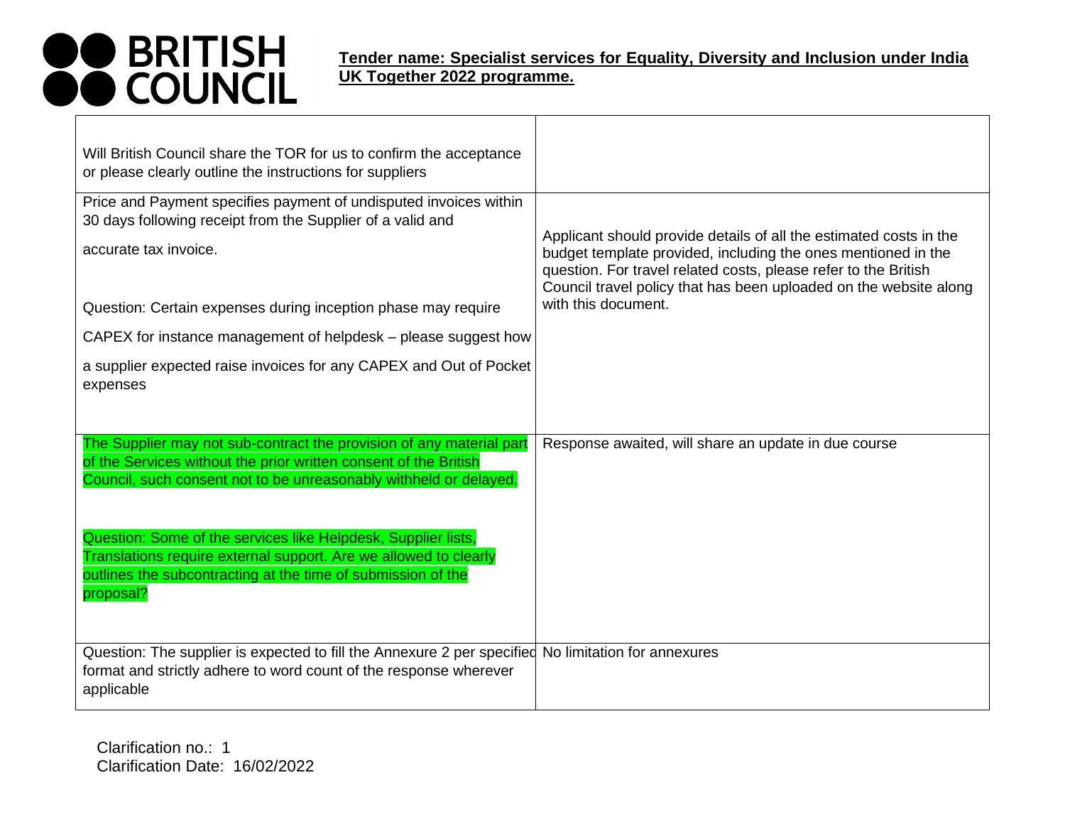**Tender name: Specialist services for Equality, Diversity and Inclusion under India UK Together 2022 programme.**

| | |
|---|---|
| Will British Council share the TOR for us to confirm the acceptance or please clearly outline the instructions for suppliers | |
| Price and Payment specifies payment of undisputed invoices within 30 days following receipt from the Supplier of a valid and accurate tax invoice.<br><br>Question: Certain expenses during inception phase may require CAPEX for instance management of helpdesk – please suggest how a supplier expected raise invoices for any CAPEX and Out of Pocket expenses | Applicant should provide details of all the estimated costs in the budget template provided, including the ones mentioned in the question. For travel related costs, please refer to the British Council travel policy that has been uploaded on the website along with this document. |
| The Supplier may not sub-contract the provision of any material part of the Services without the prior written consent of the British Council, such consent not to be unreasonably withheld or delayed.<br><br>Question: Some of the services like Helpdesk, Supplier lists, Translations require external support. Are we allowed to clearly outlines the subcontracting at the time of submission of the proposal? | Response awaited, will share an update in due course |
| Question: The supplier is expected to fill the Annexure 2 per specified format and strictly adhere to word count of the response wherever applicable | No limitation for annexures |

Clarification no.: 1
Clarification Date: 16/02/2022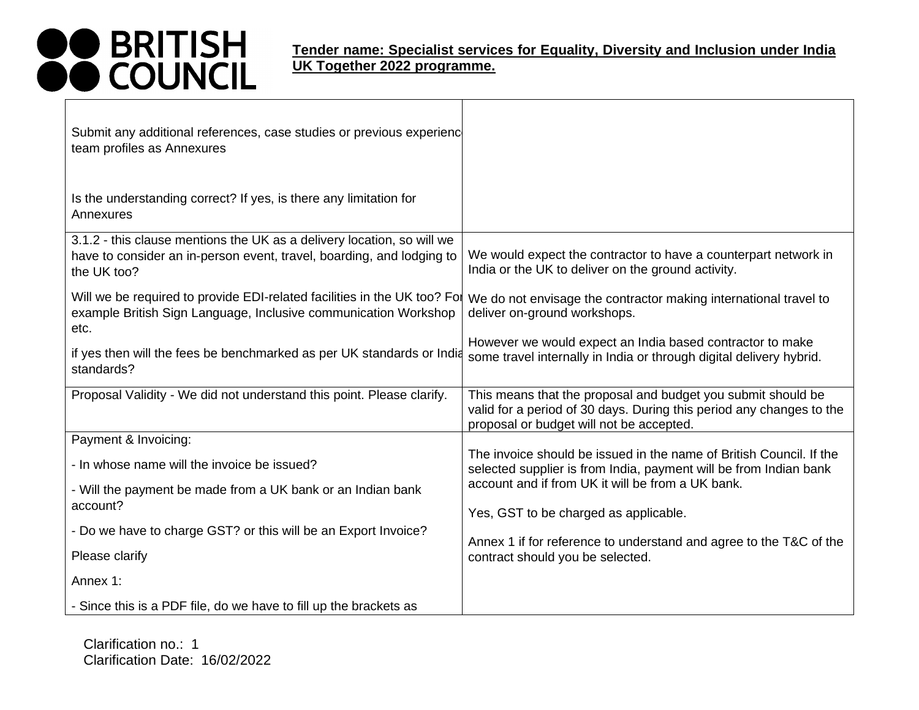**Tender name: Specialist services for Equality, Diversity and Inclusion under India UK Together 2022 programme.**

| | |
|---|---|
| Submit any additional references, case studies or previous experienc team profiles as Annexures<br><br>Is the understanding correct? If yes, is there any limitation for Annexures | |
| 3.1.2 - this clause mentions the UK as a delivery location, so will we have to consider an in-person event, travel, boarding, and lodging to the UK too?<br><br>Will we be required to provide EDI-related facilities in the UK too? For example British Sign Language, Inclusive communication Workshop etc.<br><br>if yes then will the fees be benchmarked as per UK standards or India standards? | We would expect the contractor to have a counterpart network in India or the UK to deliver on the ground activity.<br><br>We do not envisage the contractor making international travel to deliver on-ground workshops.<br><br>However we would expect an India based contractor to make some travel internally in India or through digital delivery hybrid. |
| Proposal Validity - We did not understand this point. Please clarify. | This means that the proposal and budget you submit should be valid for a period of 30 days. During this period any changes to the proposal or budget will not be accepted. |
| Payment & Invoicing:<br><br>- In whose name will the invoice be issued?<br><br>- Will the payment be made from a UK bank or an Indian bank account?<br><br>- Do we have to charge GST? or this will be an Export Invoice?<br><br>Please clarify<br><br>Annex 1:<br><br>- Since this is a PDF file, do we have to fill up the brackets as | The invoice should be issued in the name of British Council. If the selected supplier is from India, payment will be from Indian bank account and if from UK it will be from a UK bank.<br><br>Yes, GST to be charged as applicable.<br><br>Annex 1 if for reference to understand and agree to the T&C of the contract should you be selected. |

Clarification no.: 1
Clarification Date: 16/02/2022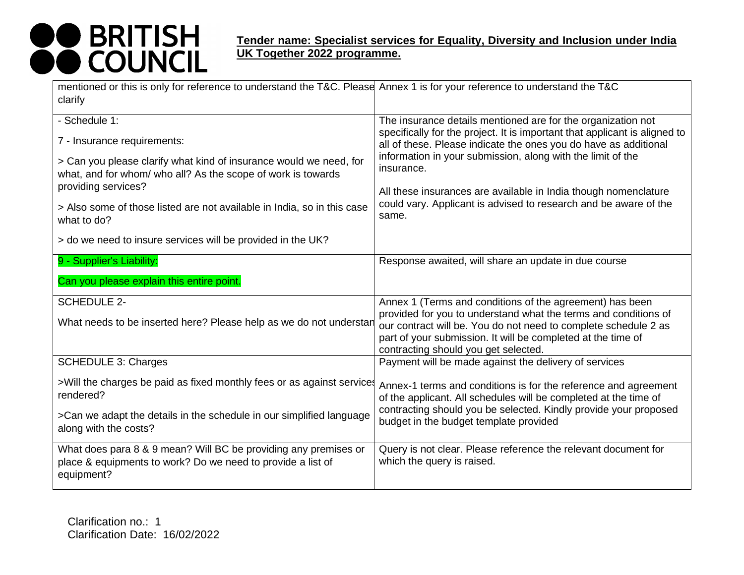| | |
|---|---|
| mentioned or this is only for reference to understand the T&C. Please clarify | Annex 1 is for your reference to understand the T&C |
| - Schedule 1:<br><br>7 - Insurance requirements:<br><br>> Can you please clarify what kind of insurance would we need, for what, and for whom/ who all? As the scope of work is towards providing services?<br><br>> Also some of those listed are not available in India, so in this case what to do?<br><br>> do we need to insure services will be provided in the UK? | The insurance details mentioned are for the organization not specifically for the project. It is important that applicant is aligned to all of these. Please indicate the ones you do have as additional information in your submission, along with the limit of the insurance.<br><br>All these insurances are available in India though nomenclature could vary. Applicant is advised to research and be aware of the same. |
| 9 - Supplier's Liability:<br><br>Can you please explain this entire point. | Response awaited, will share an update in due course |
| SCHEDULE 2-<br><br>What needs to be inserted here? Please help as we do not understan | Annex 1 (Terms and conditions of the agreement) has been provided for you to understand what the terms and conditions of our contract will be. You do not need to complete schedule 2 as part of your submission. It will be completed at the time of contracting should you get selected. |
| SCHEDULE 3: Charges<br><br>>Will the charges be paid as fixed monthly fees or as against services rendered?<br><br>>Can we adapt the details in the schedule in our simplified language along with the costs? | Payment will be made against the delivery of services<br><br>Annex-1 terms and conditions is for the reference and agreement of the applicant. All schedules will be completed at the time of contracting should you be selected. Kindly provide your proposed budget in the budget template provided |
| What does para 8 & 9 mean? Will BC be providing any premises or place & equipments to work? Do we need to provide a list of equipment? | Query is not clear. Please reference the relevant document for which the query is raised. |

Clarification no.: 1
Clarification Date: 16/02/2022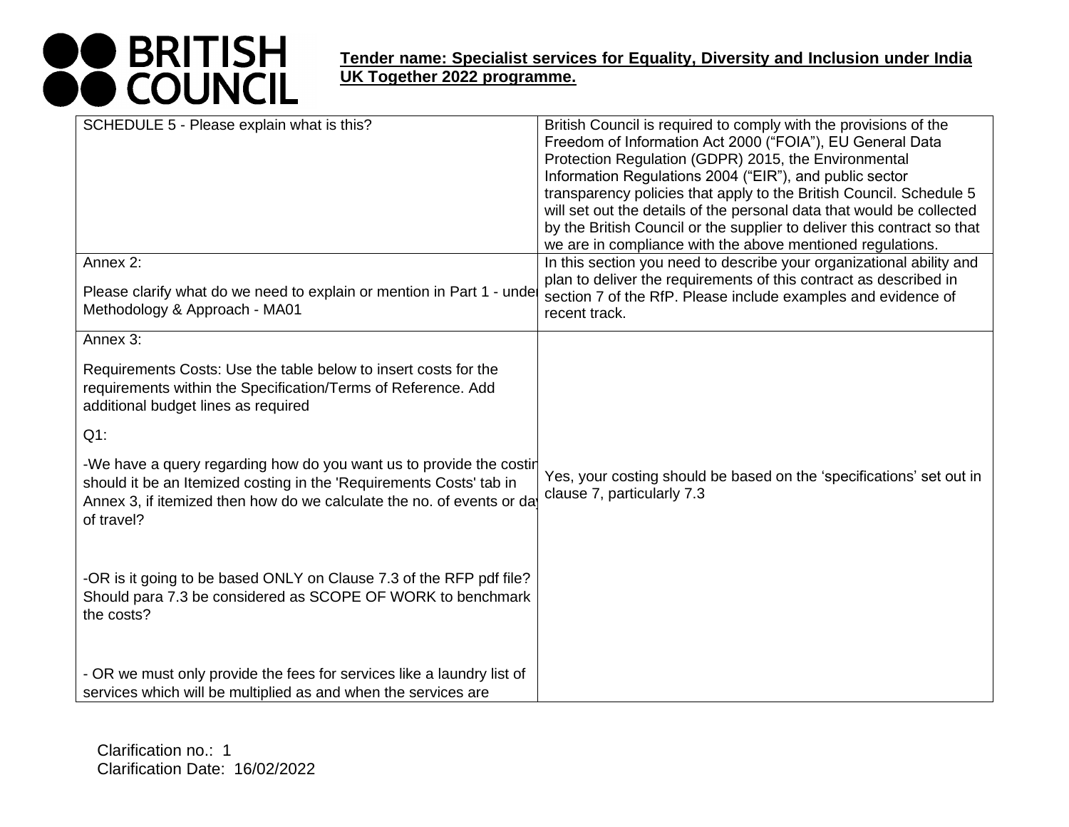**Tender name: Specialist services for Equality, Diversity and Inclusion under India UK Together 2022 programme.**

| | |
|---|---|
| SCHEDULE 5 - Please explain what is this? | British Council is required to comply with the provisions of the Freedom of Information Act 2000 ("FOIA"), EU General Data Protection Regulation (GDPR) 2015, the Environmental Information Regulations 2004 ("EIR"), and public sector transparency policies that apply to the British Council. Schedule 5 will set out the details of the personal data that would be collected by the British Council or the supplier to deliver this contract so that we are in compliance with the above mentioned regulations. |
| Annex 2:<br><br>Please clarify what do we need to explain or mention in Part 1 - under Methodology & Approach - MA01 | In this section you need to describe your organizational ability and plan to deliver the requirements of this contract as described in section 7 of the RfP. Please include examples and evidence of recent track. |
| Annex 3:<br><br>Requirements Costs: Use the table below to insert costs for the requirements within the Specification/Terms of Reference. Add additional budget lines as required<br><br>Q1:<br><br>-We have a query regarding how do you want us to provide the costing should it be an Itemized costing in the 'Requirements Costs' tab in Annex 3, if itemized then how do we calculate the no. of events or days of travel?<br><br>-OR is it going to be based ONLY on Clause 7.3 of the RFP pdf file? Should para 7.3 be considered as SCOPE OF WORK to benchmark the costs?<br><br>- OR we must only provide the fees for services like a laundry list of services which will be multiplied as and when the services are | Yes, your costing should be based on the 'specifications' set out in clause 7, particularly 7.3 |

Clarification no.: 1
Clarification Date: 16/02/2022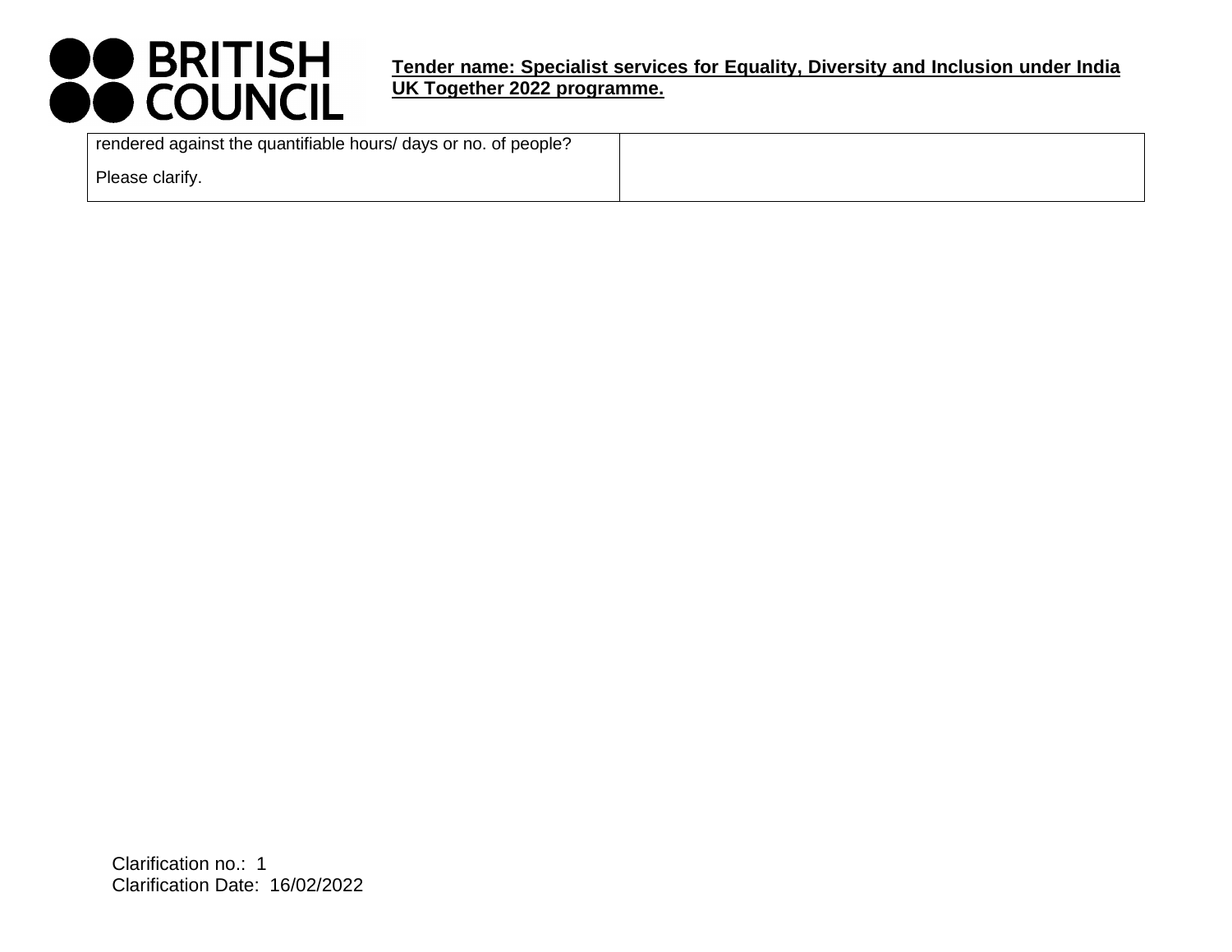| | |
|---|---|
| rendered against the quantifiable hours/ days or no. of people?<br><br>Please clarify. | |